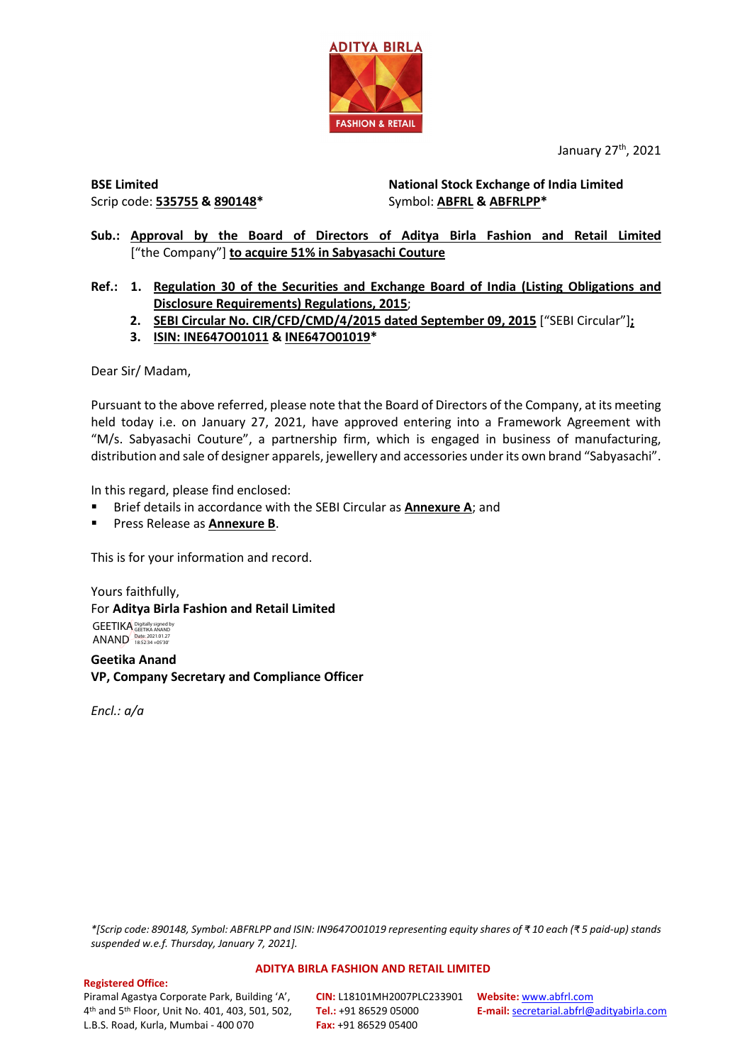January 27th, 2021

**BSE Limited**
Scrip code: **535755** & **890148***

**National Stock Exchange of India Limited**
Symbol: **ABFRL** & **ABFRLPP***

**Sub.: Approval by the Board of Directors of Aditya Birla Fashion and Retail Limited** ["the Company"] **to acquire 51% in Sabyasachi Couture**

**Ref.:**
1. **Regulation 30 of the Securities and Exchange Board of India (Listing Obligations and Disclosure Requirements) Regulations, 2015**;
2. **SEBI Circular No. CIR/CFD/CMD/4/2015 dated September 09, 2015** ["SEBI Circular"];
3. **ISIN: INE647O01011** & **INE647O01019***

Dear Sir/ Madam,

Pursuant to the above referred, please note that the Board of Directors of the Company, at its meeting held today i.e. on January 27, 2021, have approved entering into a Framework Agreement with "M/s. Sabyasachi Couture", a partnership firm, which is engaged in business of manufacturing, distribution and sale of designer apparels, jewellery and accessories under its own brand "Sabyasachi".

In this regard, please find enclosed:

- Brief details in accordance with the SEBI Circular as **Annexure A**; and
- Press Release as **Annexure B**.

This is for your information and record.

Yours faithfully,
For **Aditya Birla Fashion and Retail Limited**

GEETIKA ANAND (Digitally signed by GEETIKA ANAND Date: 2021.01.27 18:52:34 +05'30')

**Geetika Anand**
**VP, Company Secretary and Compliance Officer**

*Encl.: a/a*

*\*[Scrip code: 890148, Symbol: ABFRLPP and ISIN: IN9647O01019 representing equity shares of ₹ 10 each (₹ 5 paid-up) stands suspended w.e.f. Thursday, January 7, 2021].*

**ADITYA BIRLA FASHION AND RETAIL LIMITED**

**Registered Office:**
Piramal Agastya Corporate Park, Building 'A', 4th and 5th Floor, Unit No. 401, 403, 501, 502, L.B.S. Road, Kurla, Mumbai - 400 070

**CIN:** L18101MH2007PLC233901
**Tel.:** +91 86529 05000
**Fax:** +91 86529 05400

**Website:** www.abfrl.com
**E-mail:** secretarial.abfrl@adityabirla.com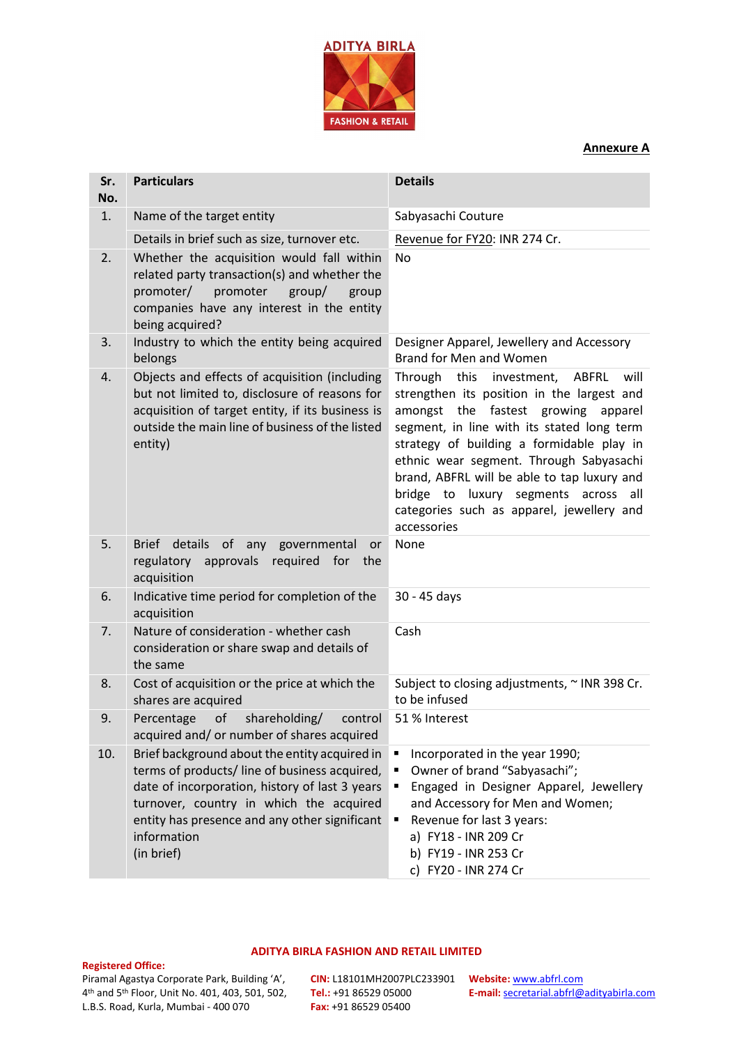**Annexure A**

| Sr. No. | Particulars | Details |
|---|---|---|
| 1. | Name of the target entity | Sabyasachi Couture |
| | Details in brief such as size, turnover etc. | Revenue for FY20: INR 274 Cr. |
| 2. | Whether the acquisition would fall within related party transaction(s) and whether the promoter/ promoter group/ group companies have any interest in the entity being acquired? | No |
| 3. | Industry to which the entity being acquired belongs | Designer Apparel, Jewellery and Accessory Brand for Men and Women |
| 4. | Objects and effects of acquisition (including but not limited to, disclosure of reasons for acquisition of target entity, if its business is outside the main line of business of the listed entity) | Through this investment, ABFRL will strengthen its position in the largest and amongst the fastest growing apparel segment, in line with its stated long term strategy of building a formidable play in ethnic wear segment. Through Sabyasachi brand, ABFRL will be able to tap luxury and bridge to luxury segments across all categories such as apparel, jewellery and accessories |
| 5. | Brief details of any governmental or regulatory approvals required for the acquisition | None |
| 6. | Indicative time period for completion of the acquisition | 30 - 45 days |
| 7. | Nature of consideration - whether cash consideration or share swap and details of the same | Cash |
| 8. | Cost of acquisition or the price at which the shares are acquired | Subject to closing adjustments, ~ INR 398 Cr. to be infused |
| 9. | Percentage of shareholding/ control acquired and/ or number of shares acquired | 51 % Interest |
| 10. | Brief background about the entity acquired in terms of products/ line of business acquired, date of incorporation, history of last 3 years turnover, country in which the acquired entity has presence and any other significant information (in brief) | ▪ Incorporated in the year 1990;<br>▪ Owner of brand "Sabyasachi";<br>▪ Engaged in Designer Apparel, Jewellery and Accessory for Men and Women;<br>▪ Revenue for last 3 years:<br>a) FY18 - INR 209 Cr<br>b) FY19 - INR 253 Cr<br>c) FY20 - INR 274 Cr |

**ADITYA BIRLA FASHION AND RETAIL LIMITED**

**Registered Office:**
Piramal Agastya Corporate Park, Building 'A', 4th and 5th Floor, Unit No. 401, 403, 501, 502, L.B.S. Road, Kurla, Mumbai - 400 070

**CIN:** L18101MH2007PLC233901
**Tel.:** +91 86529 05000
**Fax:** +91 86529 05400

**Website:** www.abfrl.com
**E-mail:** secretarial.abfrl@adityabirla.com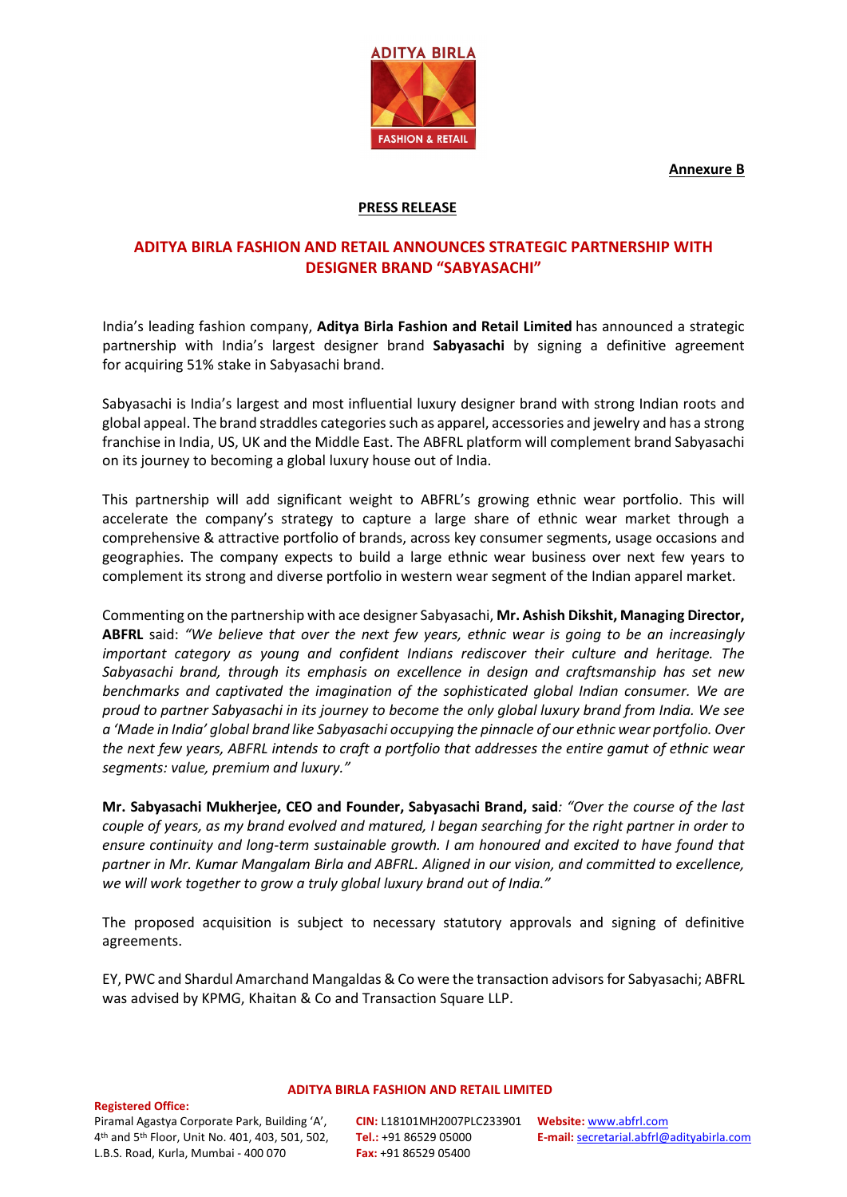**Annexure B**

**PRESS RELEASE**

## ADITYA BIRLA FASHION AND RETAIL ANNOUNCES STRATEGIC PARTNERSHIP WITH DESIGNER BRAND "SABYASACHI"

India's leading fashion company, **Aditya Birla Fashion and Retail Limited** has announced a strategic partnership with India's largest designer brand **Sabyasachi** by signing a definitive agreement for acquiring 51% stake in Sabyasachi brand.

Sabyasachi is India's largest and most influential luxury designer brand with strong Indian roots and global appeal. The brand straddles categories such as apparel, accessories and jewelry and has a strong franchise in India, US, UK and the Middle East. The ABFRL platform will complement brand Sabyasachi on its journey to becoming a global luxury house out of India.

This partnership will add significant weight to ABFRL's growing ethnic wear portfolio. This will accelerate the company's strategy to capture a large share of ethnic wear market through a comprehensive & attractive portfolio of brands, across key consumer segments, usage occasions and geographies. The company expects to build a large ethnic wear business over next few years to complement its strong and diverse portfolio in western wear segment of the Indian apparel market.

Commenting on the partnership with ace designer Sabyasachi, **Mr. Ashish Dikshit, Managing Director, ABFRL** said: *"We believe that over the next few years, ethnic wear is going to be an increasingly important category as young and confident Indians rediscover their culture and heritage. The Sabyasachi brand, through its emphasis on excellence in design and craftsmanship has set new benchmarks and captivated the imagination of the sophisticated global Indian consumer. We are proud to partner Sabyasachi in its journey to become the only global luxury brand from India. We see a 'Made in India' global brand like Sabyasachi occupying the pinnacle of our ethnic wear portfolio. Over the next few years, ABFRL intends to craft a portfolio that addresses the entire gamut of ethnic wear segments: value, premium and luxury."*

**Mr. Sabyasachi Mukherjee, CEO and Founder, Sabyasachi Brand, said**: *"Over the course of the last couple of years, as my brand evolved and matured, I began searching for the right partner in order to ensure continuity and long-term sustainable growth. I am honoured and excited to have found that partner in Mr. Kumar Mangalam Birla and ABFRL. Aligned in our vision, and committed to excellence, we will work together to grow a truly global luxury brand out of India."*

The proposed acquisition is subject to necessary statutory approvals and signing of definitive agreements.

EY, PWC and Shardul Amarchand Mangaldas & Co were the transaction advisors for Sabyasachi; ABFRL was advised by KPMG, Khaitan & Co and Transaction Square LLP.

**ADITYA BIRLA FASHION AND RETAIL LIMITED**

**Registered Office:**
Piramal Agastya Corporate Park, Building 'A', 4th and 5th Floor, Unit No. 401, 403, 501, 502, L.B.S. Road, Kurla, Mumbai - 400 070

**CIN:** L18101MH2007PLC233901
**Tel.:** +91 86529 05000
**Fax:** +91 86529 05400

**Website:** www.abfrl.com
**E-mail:** secretarial.abfrl@adityabirla.com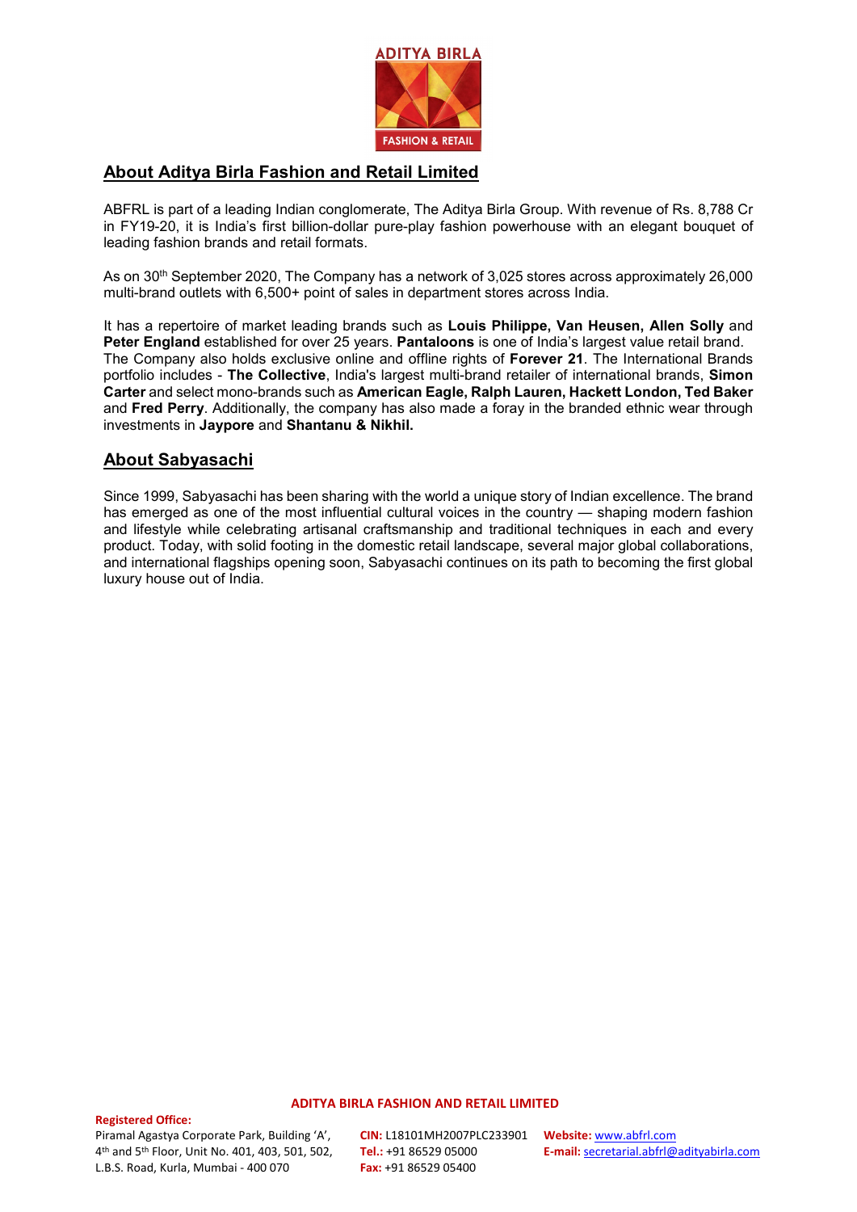## About Aditya Birla Fashion and Retail Limited

ABFRL is part of a leading Indian conglomerate, The Aditya Birla Group. With revenue of Rs. 8,788 Cr in FY19-20, it is India's first billion-dollar pure-play fashion powerhouse with an elegant bouquet of leading fashion brands and retail formats.

As on 30th September 2020, The Company has a network of 3,025 stores across approximately 26,000 multi-brand outlets with 6,500+ point of sales in department stores across India.

It has a repertoire of market leading brands such as **Louis Philippe, Van Heusen, Allen Solly** and **Peter England** established for over 25 years. **Pantaloons** is one of India's largest value retail brand. The Company also holds exclusive online and offline rights of **Forever 21**. The International Brands portfolio includes - **The Collective**, India's largest multi-brand retailer of international brands, **Simon Carter** and select mono-brands such as **American Eagle, Ralph Lauren, Hackett London, Ted Baker** and **Fred Perry**. Additionally, the company has also made a foray in the branded ethnic wear through investments in **Jaypore** and **Shantanu & Nikhil.**

## About Sabyasachi

Since 1999, Sabyasachi has been sharing with the world a unique story of Indian excellence. The brand has emerged as one of the most influential cultural voices in the country — shaping modern fashion and lifestyle while celebrating artisanal craftsmanship and traditional techniques in each and every product. Today, with solid footing in the domestic retail landscape, several major global collaborations, and international flagships opening soon, Sabyasachi continues on its path to becoming the first global luxury house out of India.